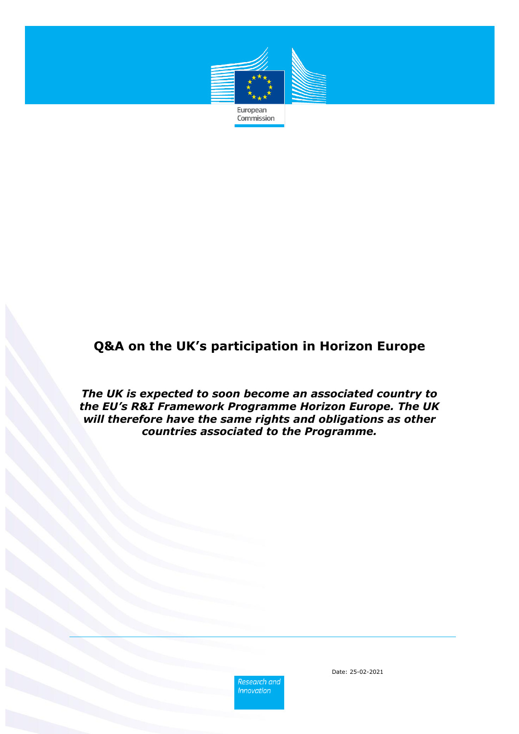European Commission

# Q&A on the UK's participation in Horizon Europe

***The UK is expected to soon become an associated country to the EU's R&I Framework Programme Horizon Europe. The UK will therefore have the same rights and obligations as other countries associated to the Programme.***

Research and Innovation

Date: 25-02-2021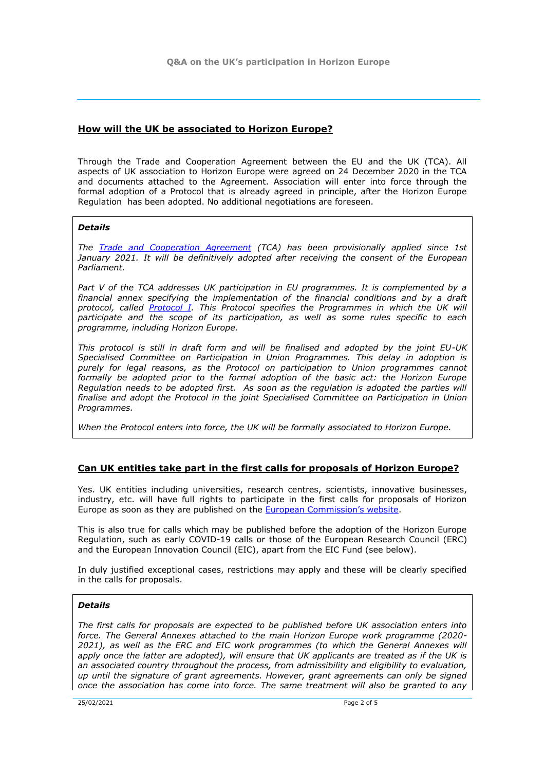## How will the UK be associated to Horizon Europe?

Through the Trade and Cooperation Agreement between the EU and the UK (TCA). All aspects of UK association to Horizon Europe were agreed on 24 December 2020 in the TCA and documents attached to the Agreement. Association will enter into force through the formal adoption of a Protocol that is already agreed in principle, after the Horizon Europe Regulation has been adopted. No additional negotiations are foreseen.

> ***Details***
>
> *The [Trade and Cooperation Agreement](#) (TCA) has been provisionally applied since 1st January 2021. It will be definitively adopted after receiving the consent of the European Parliament.*
>
> *Part V of the TCA addresses UK participation in EU programmes. It is complemented by a financial annex specifying the implementation of the financial conditions and by a draft protocol, called [Protocol I](#). This Protocol specifies the Programmes in which the UK will participate and the scope of its participation, as well as some rules specific to each programme, including Horizon Europe.*
>
> *This protocol is still in draft form and will be finalised and adopted by the joint EU-UK Specialised Committee on Participation in Union Programmes. This delay in adoption is purely for legal reasons, as the Protocol on participation to Union programmes cannot formally be adopted prior to the formal adoption of the basic act: the Horizon Europe Regulation needs to be adopted first. As soon as the regulation is adopted the parties will finalise and adopt the Protocol in the joint Specialised Committee on Participation in Union Programmes.*
>
> *When the Protocol enters into force, the UK will be formally associated to Horizon Europe.*

## Can UK entities take part in the first calls for proposals of Horizon Europe?

Yes. UK entities including universities, research centres, scientists, innovative businesses, industry, etc. will have full rights to participate in the first calls for proposals of Horizon Europe as soon as they are published on the [European Commission's website](#).

This is also true for calls which may be published before the adoption of the Horizon Europe Regulation, such as early COVID-19 calls or those of the European Research Council (ERC) and the European Innovation Council (EIC), apart from the EIC Fund (see below).

In duly justified exceptional cases, restrictions may apply and these will be clearly specified in the calls for proposals.

> ***Details***
>
> *The first calls for proposals are expected to be published before UK association enters into force. The General Annexes attached to the main Horizon Europe work programme (2020-2021), as well as the ERC and EIC work programmes (to which the General Annexes will apply once the latter are adopted), will ensure that UK applicants are treated as if the UK is an associated country throughout the process, from admissibility and eligibility to evaluation, up until the signature of grant agreements. However, grant agreements can only be signed once the association has come into force. The same treatment will also be granted to any*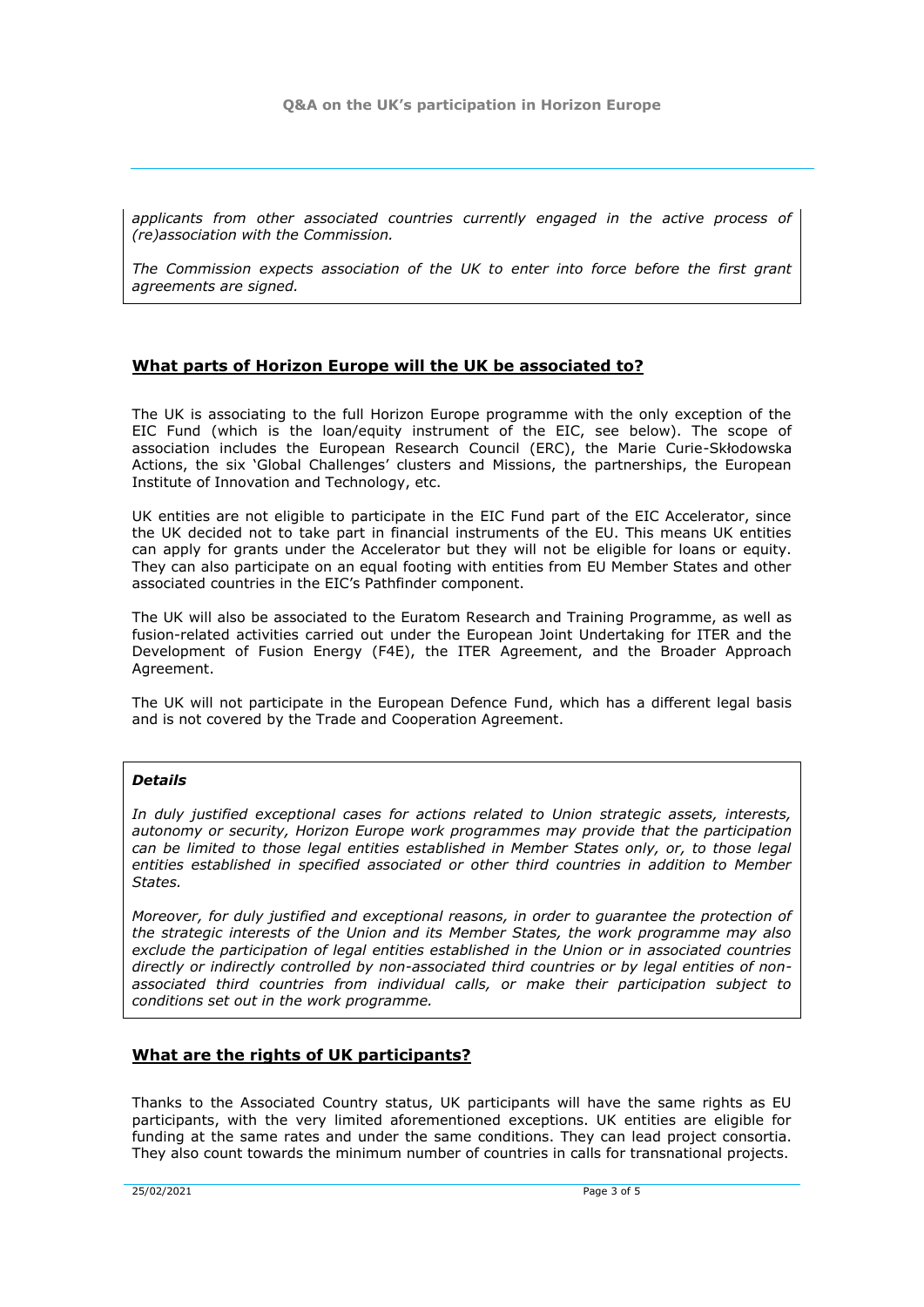*applicants from other associated countries currently engaged in the active process of (re)association with the Commission.*

*The Commission expects association of the UK to enter into force before the first grant agreements are signed.*

## What parts of Horizon Europe will the UK be associated to?

The UK is associating to the full Horizon Europe programme with the only exception of the EIC Fund (which is the loan/equity instrument of the EIC, see below). The scope of association includes the European Research Council (ERC), the Marie Curie-Skłodowska Actions, the six 'Global Challenges' clusters and Missions, the partnerships, the European Institute of Innovation and Technology, etc.

UK entities are not eligible to participate in the EIC Fund part of the EIC Accelerator, since the UK decided not to take part in financial instruments of the EU. This means UK entities can apply for grants under the Accelerator but they will not be eligible for loans or equity. They can also participate on an equal footing with entities from EU Member States and other associated countries in the EIC's Pathfinder component.

The UK will also be associated to the Euratom Research and Training Programme, as well as fusion-related activities carried out under the European Joint Undertaking for ITER and the Development of Fusion Energy (F4E), the ITER Agreement, and the Broader Approach Agreement.

The UK will not participate in the European Defence Fund, which has a different legal basis and is not covered by the Trade and Cooperation Agreement.

***Details***

*In duly justified exceptional cases for actions related to Union strategic assets, interests, autonomy or security, Horizon Europe work programmes may provide that the participation can be limited to those legal entities established in Member States only, or, to those legal entities established in specified associated or other third countries in addition to Member States.*

*Moreover, for duly justified and exceptional reasons, in order to guarantee the protection of the strategic interests of the Union and its Member States, the work programme may also exclude the participation of legal entities established in the Union or in associated countries directly or indirectly controlled by non-associated third countries or by legal entities of non-associated third countries from individual calls, or make their participation subject to conditions set out in the work programme.*

## What are the rights of UK participants?

Thanks to the Associated Country status, UK participants will have the same rights as EU participants, with the very limited aforementioned exceptions. UK entities are eligible for funding at the same rates and under the same conditions. They can lead project consortia. They also count towards the minimum number of countries in calls for transnational projects.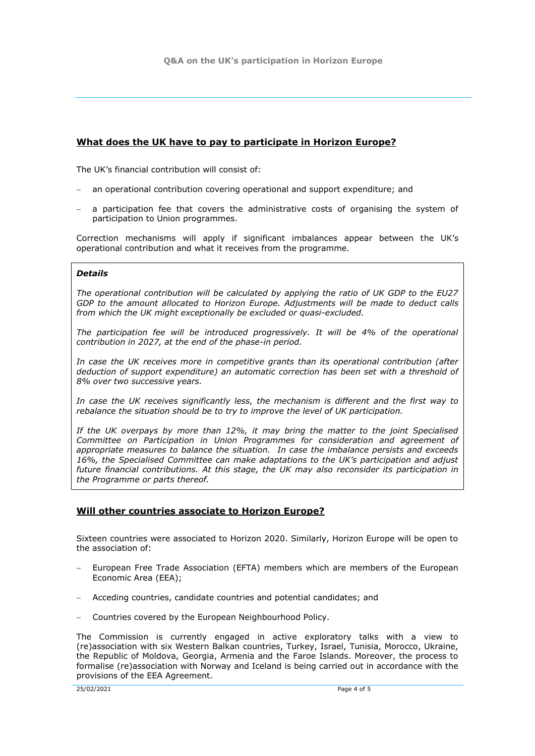## What does the UK have to pay to participate in Horizon Europe?

The UK's financial contribution will consist of:

- an operational contribution covering operational and support expenditure; and
- a participation fee that covers the administrative costs of organising the system of participation to Union programmes.

Correction mechanisms will apply if significant imbalances appear between the UK's operational contribution and what it receives from the programme.

> ***Details***
>
> *The operational contribution will be calculated by applying the ratio of UK GDP to the EU27 GDP to the amount allocated to Horizon Europe. Adjustments will be made to deduct calls from which the UK might exceptionally be excluded or quasi-excluded.*
>
> *The participation fee will be introduced progressively. It will be 4% of the operational contribution in 2027, at the end of the phase-in period.*
>
> *In case the UK receives more in competitive grants than its operational contribution (after deduction of support expenditure) an automatic correction has been set with a threshold of 8% over two successive years.*
>
> *In case the UK receives significantly less, the mechanism is different and the first way to rebalance the situation should be to try to improve the level of UK participation.*
>
> *If the UK overpays by more than 12%, it may bring the matter to the joint Specialised Committee on Participation in Union Programmes for consideration and agreement of appropriate measures to balance the situation. In case the imbalance persists and exceeds 16%, the Specialised Committee can make adaptations to the UK's participation and adjust future financial contributions. At this stage, the UK may also reconsider its participation in the Programme or parts thereof.*

## Will other countries associate to Horizon Europe?

Sixteen countries were associated to Horizon 2020. Similarly, Horizon Europe will be open to the association of:

- European Free Trade Association (EFTA) members which are members of the European Economic Area (EEA);
- Acceding countries, candidate countries and potential candidates; and
- Countries covered by the European Neighbourhood Policy.

The Commission is currently engaged in active exploratory talks with a view to (re)association with six Western Balkan countries, Turkey, Israel, Tunisia, Morocco, Ukraine, the Republic of Moldova, Georgia, Armenia and the Faroe Islands. Moreover, the process to formalise (re)association with Norway and Iceland is being carried out in accordance with the provisions of the EEA Agreement.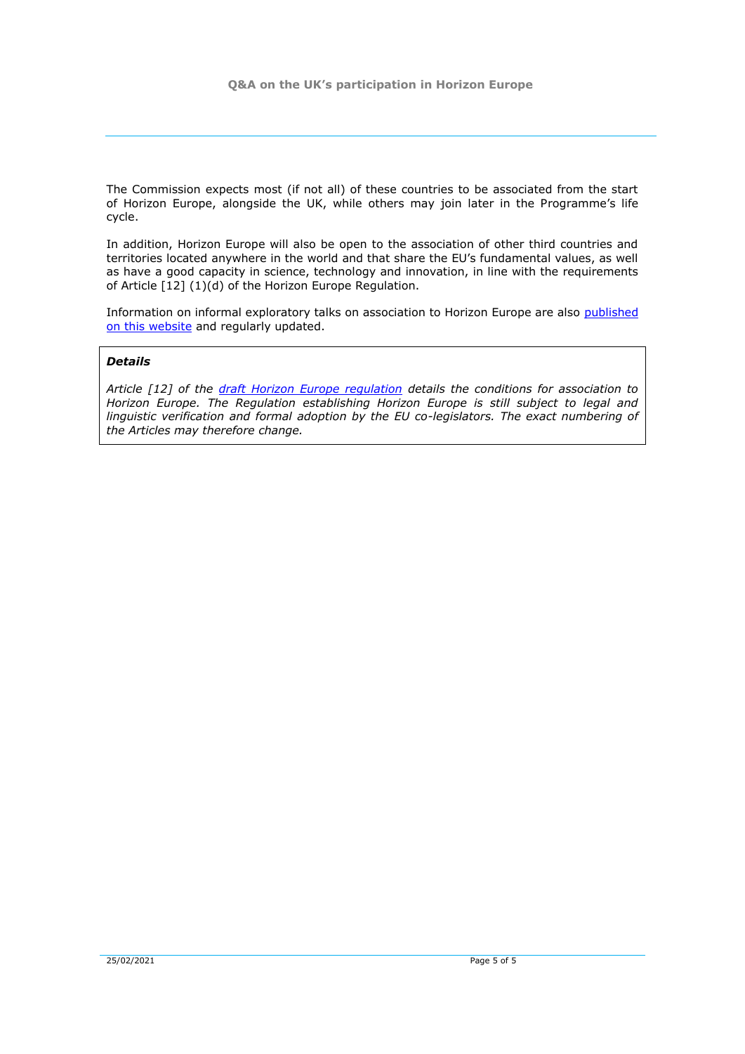The Commission expects most (if not all) of these countries to be associated from the start of Horizon Europe, alongside the UK, while others may join later in the Programme's life cycle.

In addition, Horizon Europe will also be open to the association of other third countries and territories located anywhere in the world and that share the EU's fundamental values, as well as have a good capacity in science, technology and innovation, in line with the requirements of Article [12] (1)(d) of the Horizon Europe Regulation.

Information on informal exploratory talks on association to Horizon Europe are also published on this website and regularly updated.

> ***Details***
>
> *Article [12] of the draft Horizon Europe regulation details the conditions for association to Horizon Europe. The Regulation establishing Horizon Europe is still subject to legal and linguistic verification and formal adoption by the EU co-legislators. The exact numbering of the Articles may therefore change.*